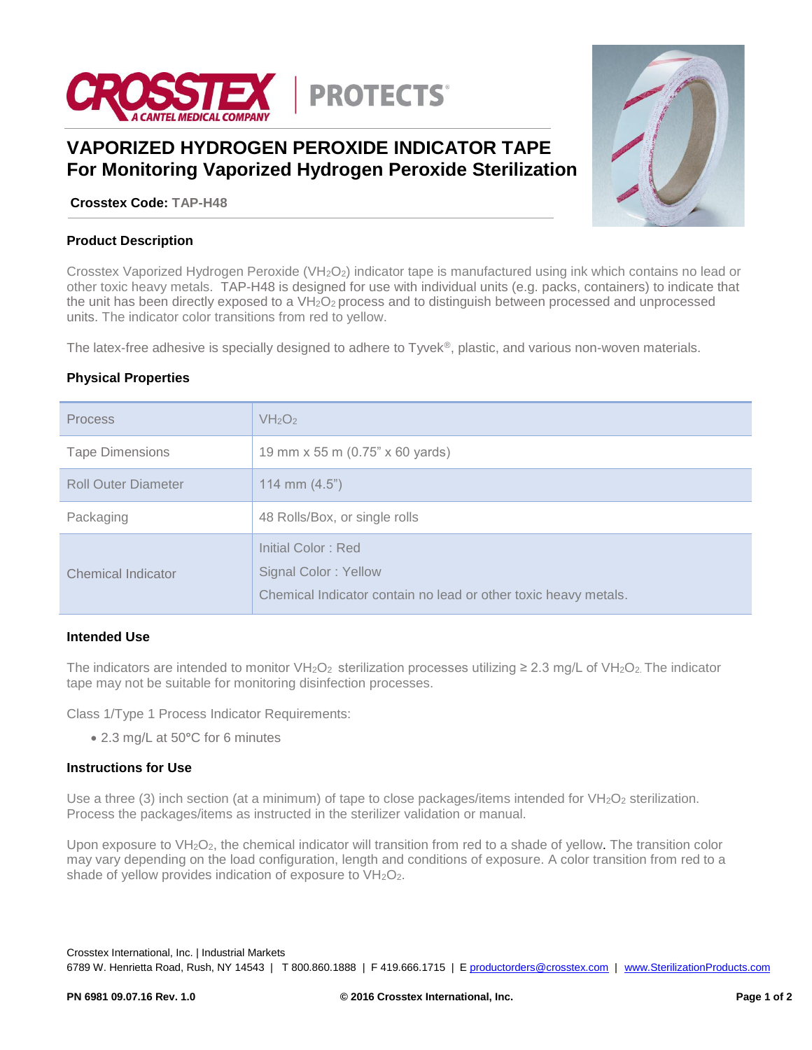# VAPORIZED HYDROGEN PEROXIDE INDICATOR TAPE
## For Monitoring Vaporized Hydrogen Peroxide Sterilization

**Crosstex Code:** TAP-H48

### Product Description

Crosstex Vaporized Hydrogen Peroxide ($VH_2O_2$) indicator tape is manufactured using ink which contains no lead or other toxic heavy metals. TAP-H48 is designed for use with individual units (e.g. packs, containers) to indicate that the unit has been directly exposed to a $VH_2O_2$ process and to distinguish between processed and unprocessed units. The indicator color transitions from red to yellow.

The latex-free adhesive is specially designed to adhere to Tyvek®, plastic, and various non-woven materials.

### Physical Properties

| | |
|---|---|
| Process | $VH_2O_2$ |
| Tape Dimensions | 19 mm x 55 m (0.75" x 60 yards) |
| Roll Outer Diameter | 114 mm (4.5") |
| Packaging | 48 Rolls/Box, or single rolls |
| Chemical Indicator | Initial Color : Red<br>Signal Color : Yellow<br>Chemical Indicator contain no lead or other toxic heavy metals. |

### Intended Use

The indicators are intended to monitor $VH_2O_2$ sterilization processes utilizing ≥ 2.3 mg/L of $VH_2O_2$. The indicator tape may not be suitable for monitoring disinfection processes.

Class 1/Type 1 Process Indicator Requirements:

- 2.3 mg/L at 50°C for 6 minutes

### Instructions for Use

Use a three (3) inch section (at a minimum) of tape to close packages/items intended for $VH_2O_2$ sterilization. Process the packages/items as instructed in the sterilizer validation or manual.

Upon exposure to $VH_2O_2$, the chemical indicator will transition from red to a shade of yellow. The transition color may vary depending on the load configuration, length and conditions of exposure. A color transition from red to a shade of yellow provides indication of exposure to $VH_2O_2$.

Crosstex International, Inc. | Industrial Markets
6789 W. Henrietta Road, Rush, NY 14543 | T 800.860.1888 | F 419.666.1715 | E productorders@crosstex.com | www.SterilizationProducts.com

PN 6981 09.07.16 Rev. 1.0 © 2016 Crosstex International, Inc.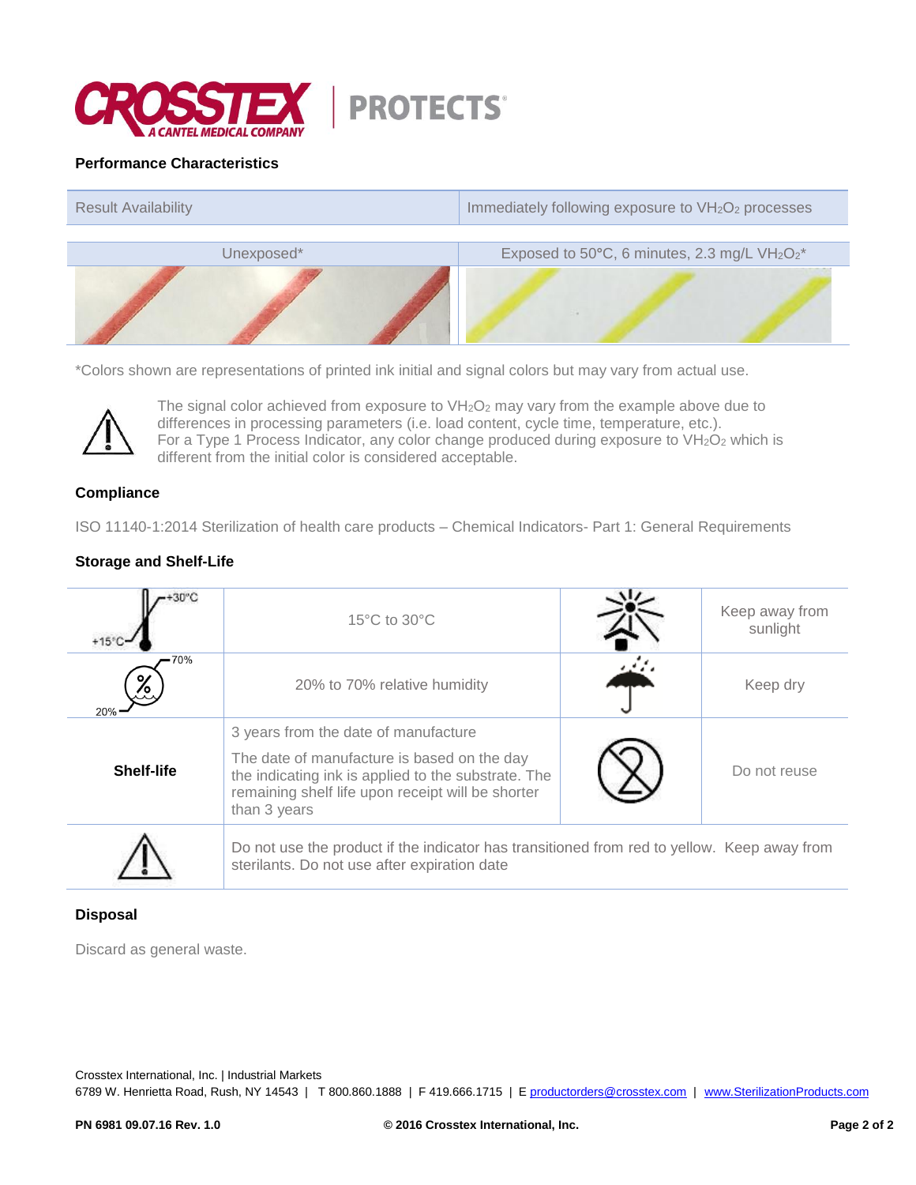**Performance Characteristics**

| | |
|---|---|
| Result Availability | Immediately following exposure to $VH_2O_2$ processes |

| Unexposed* | Exposed to 50°C, 6 minutes, 2.3 mg/L $VH_2O_2$* |
|---|---|
| | |

*Colors shown are representations of printed ink initial and signal colors but may vary from actual use.

The signal color achieved from exposure to $VH_2O_2$ may vary from the example above due to differences in processing parameters (i.e. load content, cycle time, temperature, etc.).
For a Type 1 Process Indicator, any color change produced during exposure to $VH_2O_2$ which is different from the initial color is considered acceptable.

**Compliance**

ISO 11140-1:2014 Sterilization of health care products – Chemical Indicators- Part 1: General Requirements

**Storage and Shelf-Life**

| | | | |
|---|---|---|---|
| +15°C / +30°C | 15°C to 30°C | | Keep away from sunlight |
| 20% / 70% | 20% to 70% relative humidity | | Keep dry |
| **Shelf-life** | 3 years from the date of manufacture<br>The date of manufacture is based on the day the indicating ink is applied to the substrate. The remaining shelf life upon receipt will be shorter than 3 years | | Do not reuse |
| | Do not use the product if the indicator has transitioned from red to yellow. Keep away from sterilants. Do not use after expiration date | | |

**Disposal**

Discard as general waste.

Crosstex International, Inc. | Industrial Markets
6789 W. Henrietta Road, Rush, NY 14543 | T 800.860.1888 | F 419.666.1715 | E productorders@crosstex.com | www.SterilizationProducts.com

PN 6981 09.07.16 Rev. 1.0 © 2016 Crosstex International, Inc.